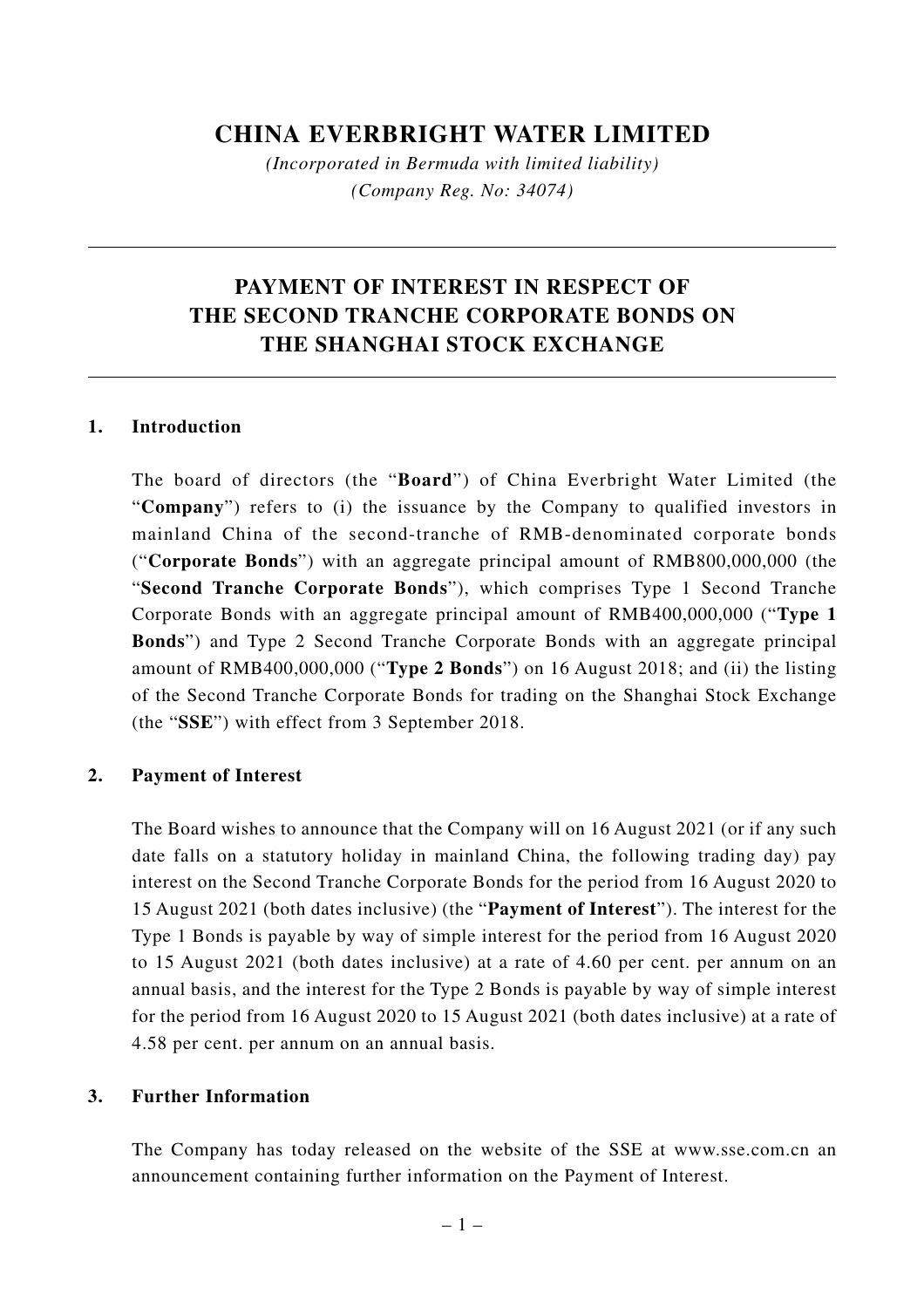# CHINA EVERBRIGHT WATER LIMITED

*(Incorporated in Bermuda with limited liability)*
*(Company Reg. No: 34074)*

## PAYMENT OF INTEREST IN RESPECT OF THE SECOND TRANCHE CORPORATE BONDS ON THE SHANGHAI STOCK EXCHANGE

### 1. Introduction

The board of directors (the "**Board**") of China Everbright Water Limited (the "**Company**") refers to (i) the issuance by the Company to qualified investors in mainland China of the second-tranche of RMB-denominated corporate bonds ("**Corporate Bonds**") with an aggregate principal amount of RMB800,000,000 (the "**Second Tranche Corporate Bonds**"), which comprises Type 1 Second Tranche Corporate Bonds with an aggregate principal amount of RMB400,000,000 ("**Type 1 Bonds**") and Type 2 Second Tranche Corporate Bonds with an aggregate principal amount of RMB400,000,000 ("**Type 2 Bonds**") on 16 August 2018; and (ii) the listing of the Second Tranche Corporate Bonds for trading on the Shanghai Stock Exchange (the "**SSE**") with effect from 3 September 2018.

### 2. Payment of Interest

The Board wishes to announce that the Company will on 16 August 2021 (or if any such date falls on a statutory holiday in mainland China, the following trading day) pay interest on the Second Tranche Corporate Bonds for the period from 16 August 2020 to 15 August 2021 (both dates inclusive) (the "**Payment of Interest**"). The interest for the Type 1 Bonds is payable by way of simple interest for the period from 16 August 2020 to 15 August 2021 (both dates inclusive) at a rate of 4.60 per cent. per annum on an annual basis, and the interest for the Type 2 Bonds is payable by way of simple interest for the period from 16 August 2020 to 15 August 2021 (both dates inclusive) at a rate of 4.58 per cent. per annum on an annual basis.

### 3. Further Information

The Company has today released on the website of the SSE at www.sse.com.cn an announcement containing further information on the Payment of Interest.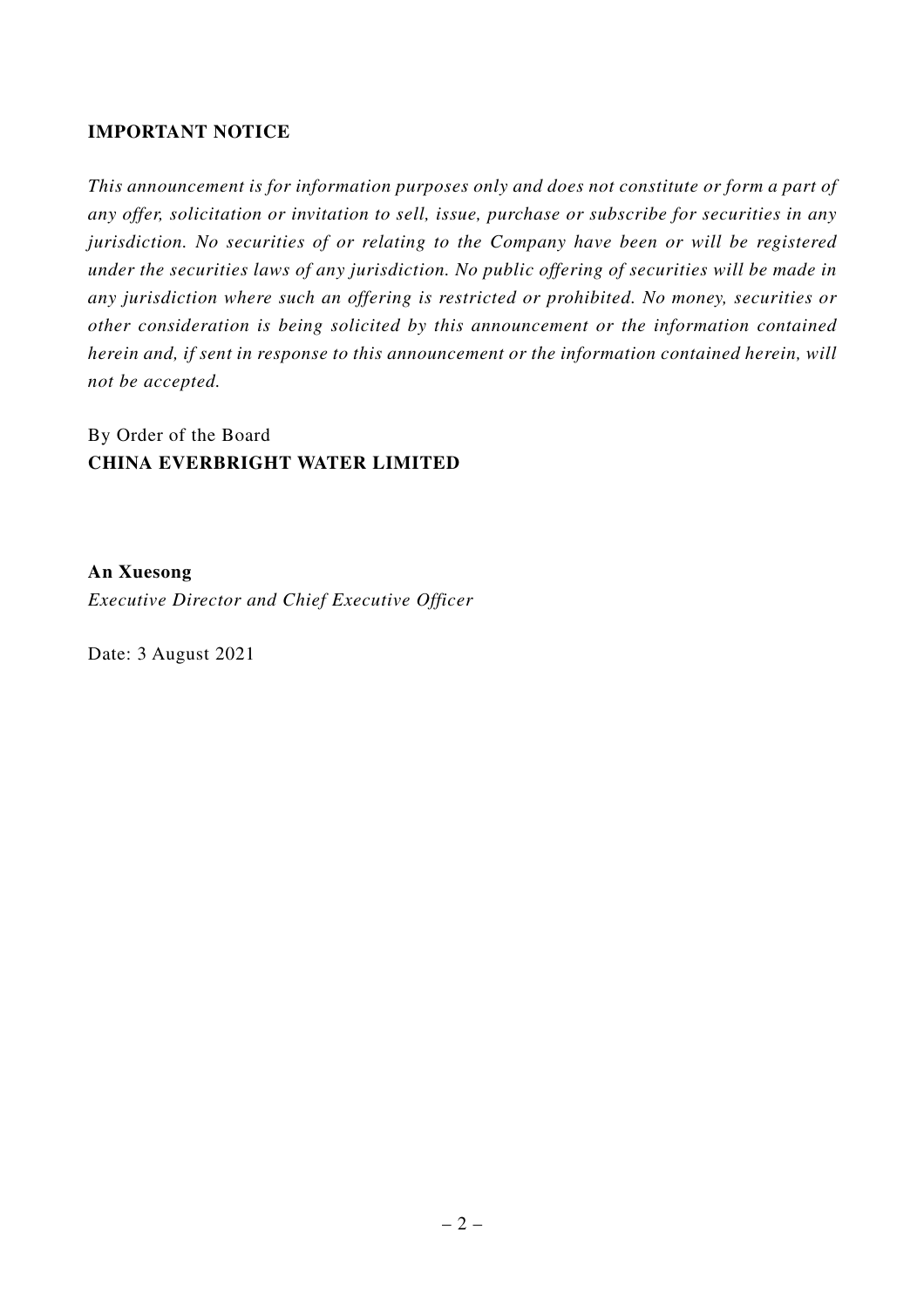**IMPORTANT NOTICE**

*This announcement is for information purposes only and does not constitute or form a part of any offer, solicitation or invitation to sell, issue, purchase or subscribe for securities in any jurisdiction. No securities of or relating to the Company have been or will be registered under the securities laws of any jurisdiction. No public offering of securities will be made in any jurisdiction where such an offering is restricted or prohibited. No money, securities or other consideration is being solicited by this announcement or the information contained herein and, if sent in response to this announcement or the information contained herein, will not be accepted.*

By Order of the Board
**CHINA EVERBRIGHT WATER LIMITED**

**An Xuesong**
*Executive Director and Chief Executive Officer*

Date: 3 August 2021